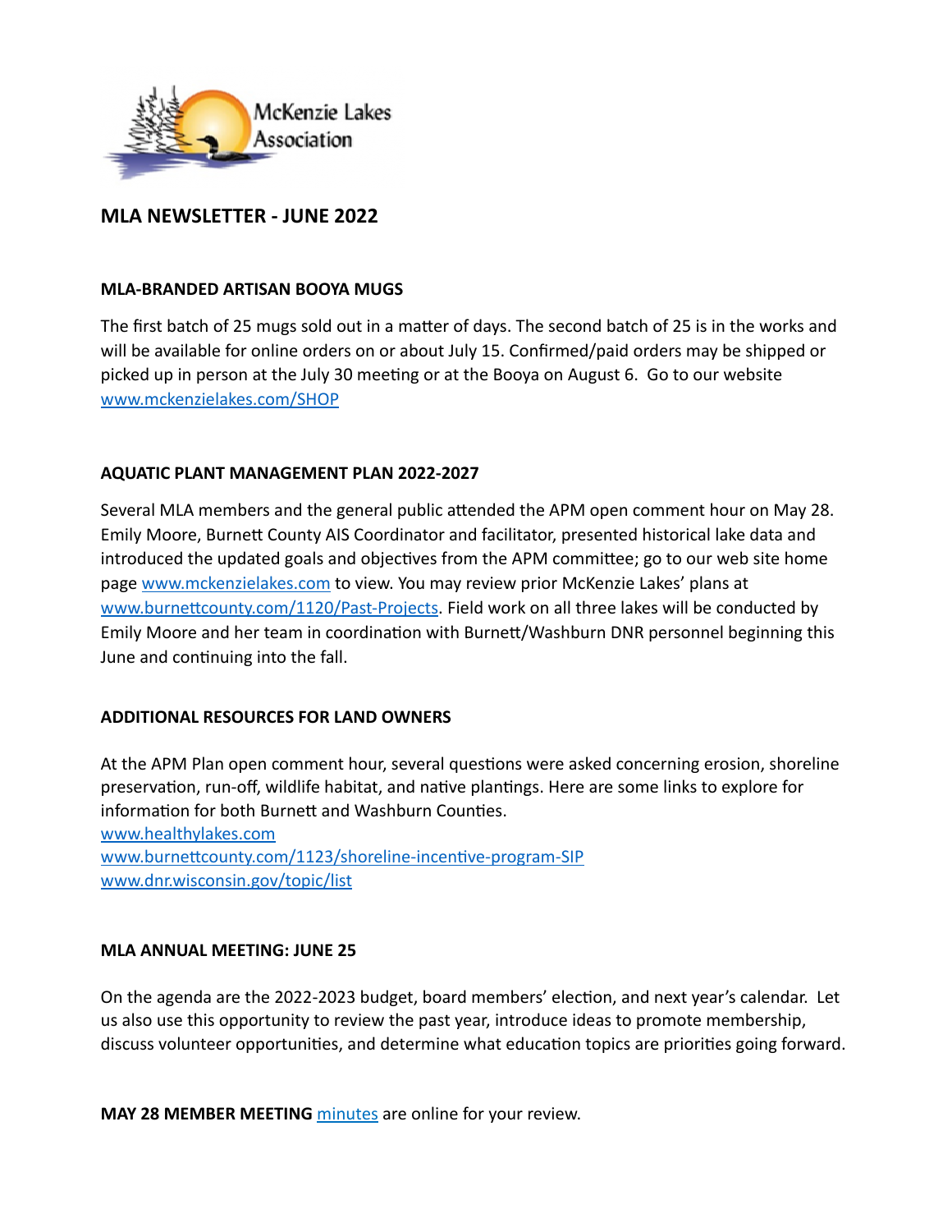McKenzie Lakes Association

# MLA NEWSLETTER - JUNE 2022

## MLA-BRANDED ARTISAN BOOYA MUGS

The first batch of 25 mugs sold out in a matter of days. The second batch of 25 is in the works and will be available for online orders on or about July 15. Confirmed/paid orders may be shipped or picked up in person at the July 30 meeting or at the Booya on August 6. Go to our website [www.mckenzielakes.com/SHOP](www.mckenzielakes.com/SHOP)

## AQUATIC PLANT MANAGEMENT PLAN 2022-2027

Several MLA members and the general public attended the APM open comment hour on May 28. Emily Moore, Burnett County AIS Coordinator and facilitator, presented historical lake data and introduced the updated goals and objectives from the APM committee; go to our web site home page [www.mckenzielakes.com](www.mckenzielakes.com) to view. You may review prior McKenzie Lakes' plans at [www.burnettcounty.com/1120/Past-Projects](www.burnettcounty.com/1120/Past-Projects). Field work on all three lakes will be conducted by Emily Moore and her team in coordination with Burnett/Washburn DNR personnel beginning this June and continuing into the fall.

## ADDITIONAL RESOURCES FOR LAND OWNERS

At the APM Plan open comment hour, several questions were asked concerning erosion, shoreline preservation, run-off, wildlife habitat, and native plantings. Here are some links to explore for information for both Burnett and Washburn Counties.
[www.healthylakes.com](www.healthylakes.com)
[www.burnettcounty.com/1123/shoreline-incentive-program-SIP](www.burnettcounty.com/1123/shoreline-incentive-program-SIP)
[www.dnr.wisconsin.gov/topic/list](www.dnr.wisconsin.gov/topic/list)

## MLA ANNUAL MEETING: JUNE 25

On the agenda are the 2022-2023 budget, board members' election, and next year's calendar. Let us also use this opportunity to review the past year, introduce ideas to promote membership, discuss volunteer opportunities, and determine what education topics are priorities going forward.

**MAY 28 MEMBER MEETING** minutes are online for your review.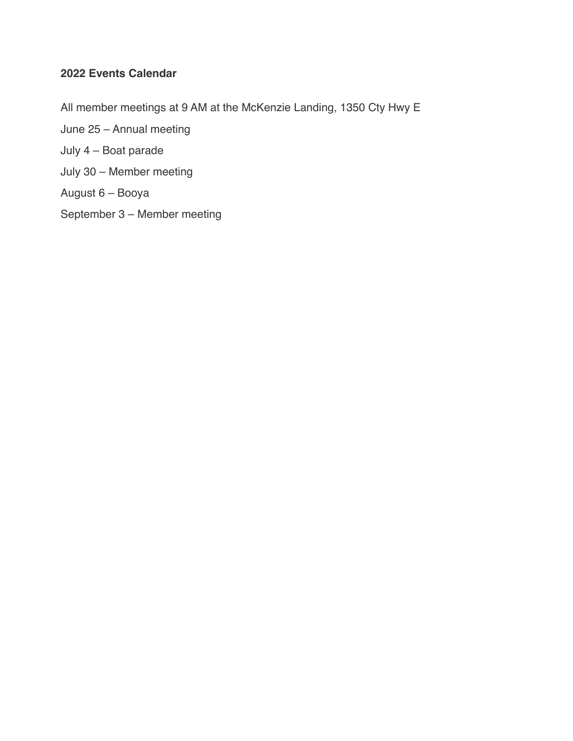**2022 Events Calendar**

All member meetings at 9 AM at the McKenzie Landing, 1350 Cty Hwy E

June 25 – Annual meeting

July 4 – Boat parade

July 30 – Member meeting

August 6 – Booya

September 3 – Member meeting